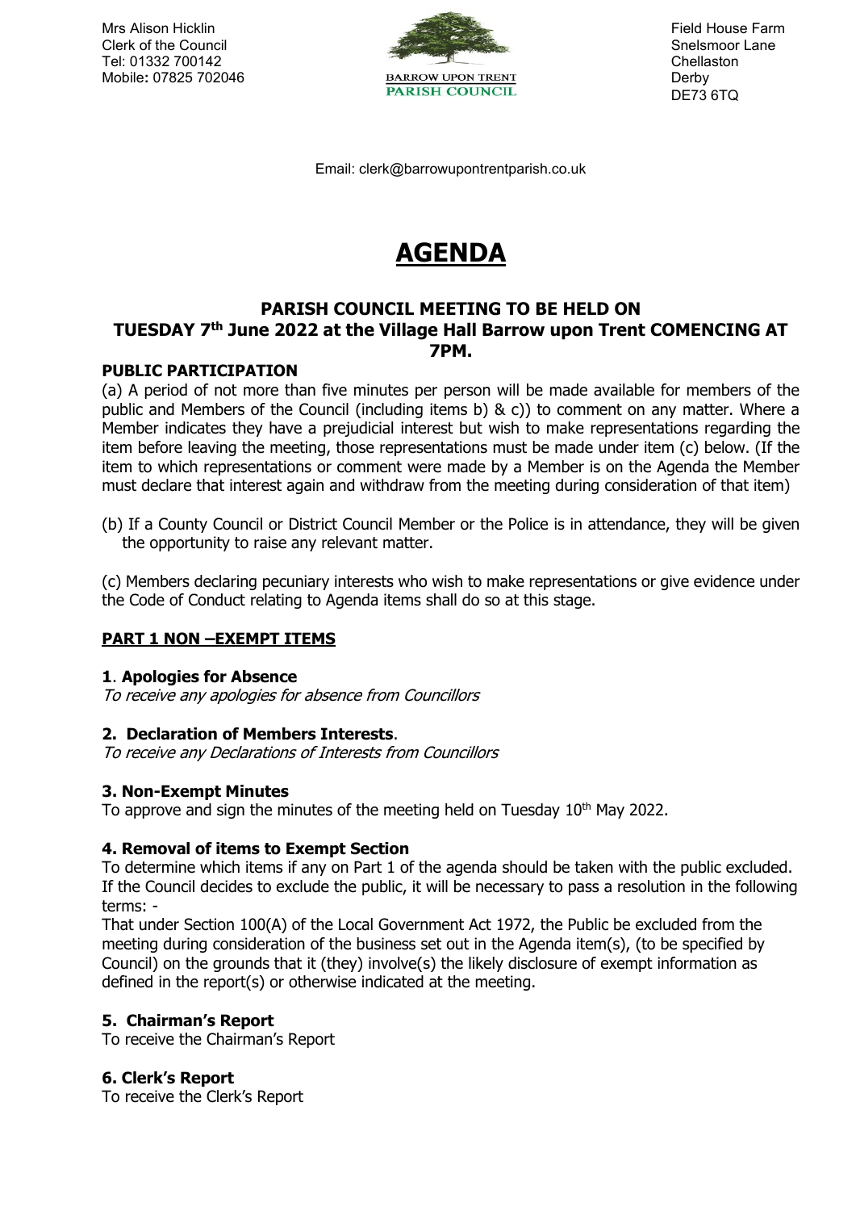Mrs Alison Hicklin
Clerk of the Council
Tel: 01332 700142
Mobile: 07825 702046

BARROW UPON TRENT
PARISH COUNCIL

Field House Farm
Snelsmoor Lane
Chellaston
Derby
DE73 6TQ

Email: clerk@barrowupontrentparish.co.uk

# AGENDA

## PARISH COUNCIL MEETING TO BE HELD ON TUESDAY 7th June 2022 at the Village Hall Barrow upon Trent COMENCING AT 7PM.

**PUBLIC PARTICIPATION**

(a) A period of not more than five minutes per person will be made available for members of the public and Members of the Council (including items b) & c)) to comment on any matter. Where a Member indicates they have a prejudicial interest but wish to make representations regarding the item before leaving the meeting, those representations must be made under item (c) below. (If the item to which representations or comment were made by a Member is on the Agenda the Member must declare that interest again and withdraw from the meeting during consideration of that item)

(b) If a County Council or District Council Member or the Police is in attendance, they will be given the opportunity to raise any relevant matter.

(c) Members declaring pecuniary interests who wish to make representations or give evidence under the Code of Conduct relating to Agenda items shall do so at this stage.

**PART 1 NON –EXEMPT ITEMS**

**1. Apologies for Absence**
*To receive any apologies for absence from Councillors*

**2. Declaration of Members Interests.**
*To receive any Declarations of Interests from Councillors*

**3. Non-Exempt Minutes**
To approve and sign the minutes of the meeting held on Tuesday 10th May 2022.

**4. Removal of items to Exempt Section**
To determine which items if any on Part 1 of the agenda should be taken with the public excluded. If the Council decides to exclude the public, it will be necessary to pass a resolution in the following terms: -
That under Section 100(A) of the Local Government Act 1972, the Public be excluded from the meeting during consideration of the business set out in the Agenda item(s), (to be specified by Council) on the grounds that it (they) involve(s) the likely disclosure of exempt information as defined in the report(s) or otherwise indicated at the meeting.

**5. Chairman's Report**
To receive the Chairman's Report

**6. Clerk's Report**
To receive the Clerk's Report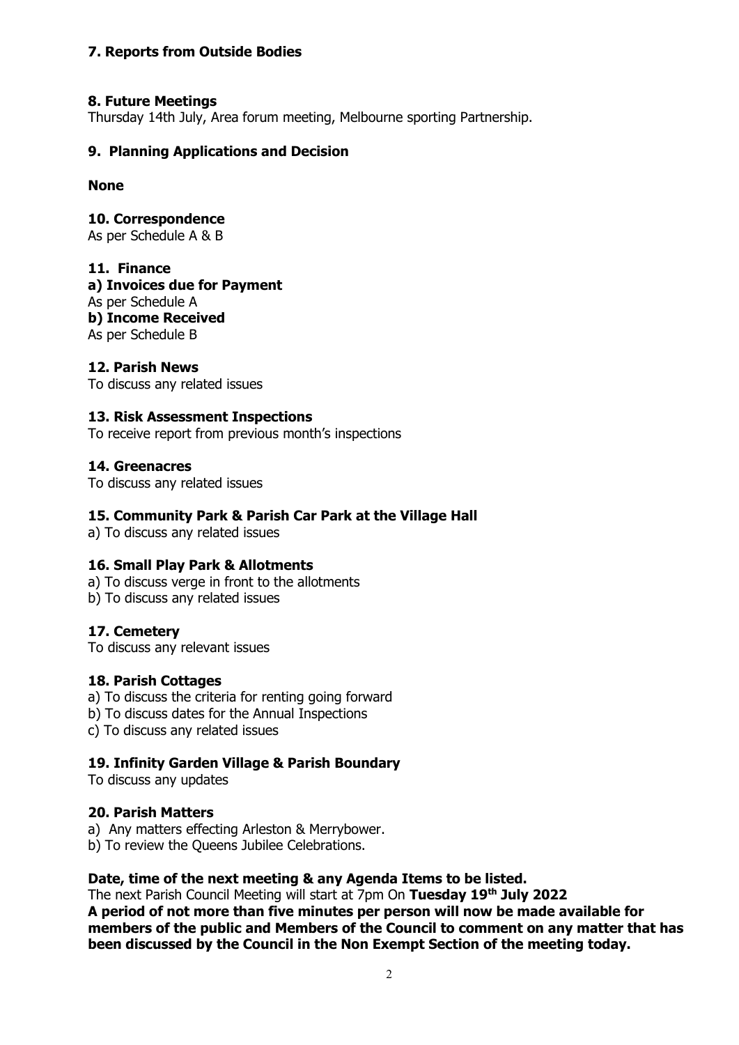**7. Reports from Outside Bodies**

**8. Future Meetings**

Thursday 14th July, Area forum meeting, Melbourne sporting Partnership.

**9. Planning Applications and Decision**

**None**

**10. Correspondence**

As per Schedule A & B

**11. Finance**

**a) Invoices due for Payment**

As per Schedule A

**b) Income Received**

As per Schedule B

**12. Parish News**

To discuss any related issues

**13. Risk Assessment Inspections**

To receive report from previous month's inspections

**14. Greenacres**

To discuss any related issues

**15. Community Park & Parish Car Park at the Village Hall**

a) To discuss any related issues

**16. Small Play Park & Allotments**

a) To discuss verge in front to the allotments

b) To discuss any related issues

**17. Cemetery**

To discuss any relevant issues

**18. Parish Cottages**

a) To discuss the criteria for renting going forward

b) To discuss dates for the Annual Inspections

c) To discuss any related issues

**19. Infinity Garden Village & Parish Boundary**

To discuss any updates

**20. Parish Matters**

a) Any matters effecting Arleston & Merrybower.

b) To review the Queens Jubilee Celebrations.

**Date, time of the next meeting & any Agenda Items to be listed.**

The next Parish Council Meeting will start at 7pm On **Tuesday 19th July 2022**

**A period of not more than five minutes per person will now be made available for members of the public and Members of the Council to comment on any matter that has been discussed by the Council in the Non Exempt Section of the meeting today.**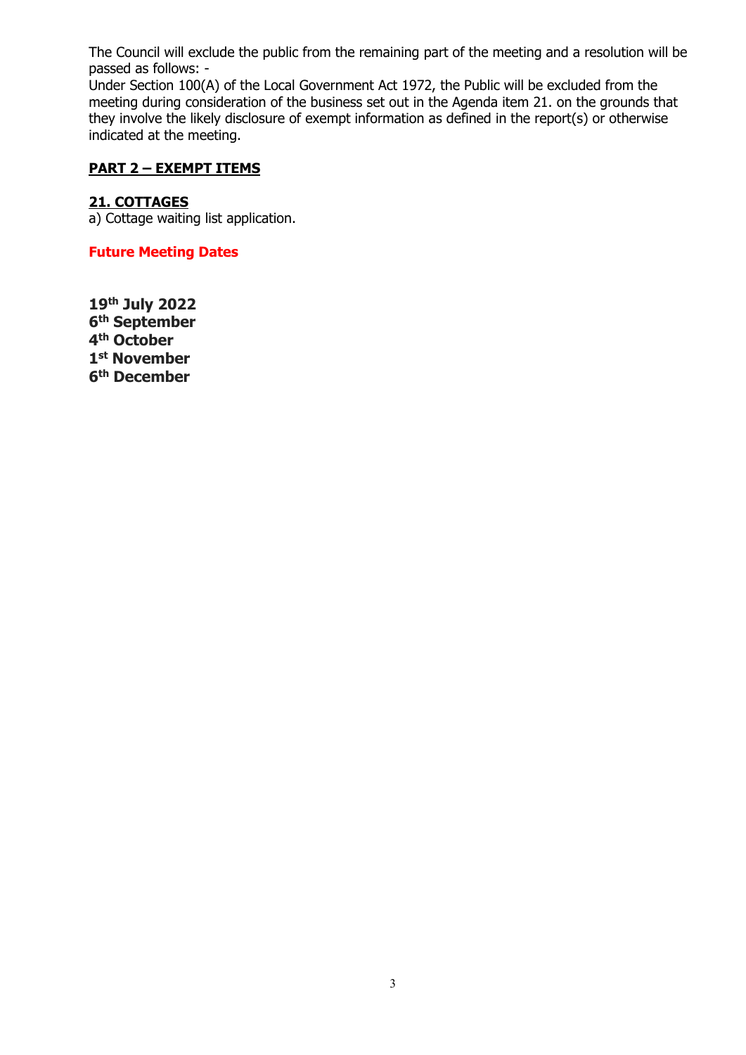The Council will exclude the public from the remaining part of the meeting and a resolution will be passed as follows: -
Under Section 100(A) of the Local Government Act 1972, the Public will be excluded from the meeting during consideration of the business set out in the Agenda item 21. on the grounds that they involve the likely disclosure of exempt information as defined in the report(s) or otherwise indicated at the meeting.

**PART 2 – EXEMPT ITEMS**

**21. COTTAGES**

a) Cottage waiting list application.

**Future Meeting Dates**

**19th July 2022**
**6th September**
**4th October**
**1st November**
**6th December**